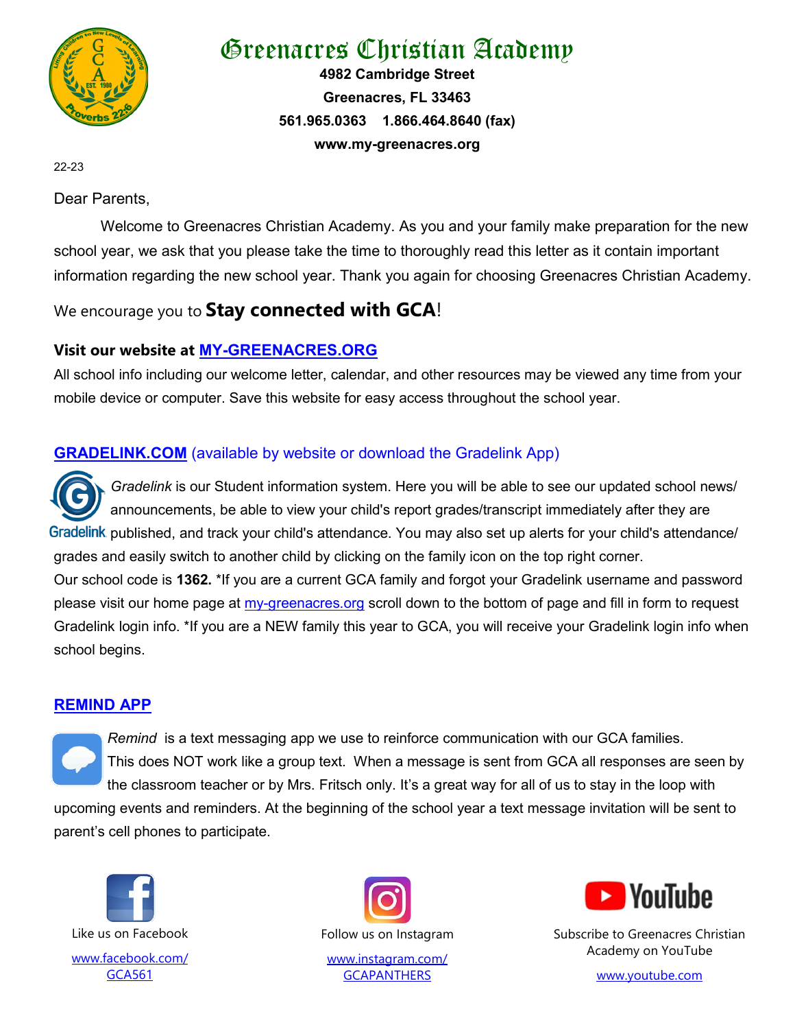# Greenacres Christian Academy

**4982 Cambridge Street**
**Greenacres, FL 33463**
**561.965.0363 1.866.464.8640 (fax)**
**www.my-greenacres.org**

22-23

Dear Parents,

Welcome to Greenacres Christian Academy. As you and your family make preparation for the new school year, we ask that you please take the time to thoroughly read this letter as it contain important information regarding the new school year. Thank you again for choosing Greenacres Christian Academy.

We encourage you to **Stay connected with GCA**!

**Visit our website at MY-GREENACRES.ORG**

All school info including our welcome letter, calendar, and other resources may be viewed any time from your mobile device or computer. Save this website for easy access throughout the school year.

**GRADELINK.COM** (available by website or download the Gradelink App)

*Gradelink* is our Student information system. Here you will be able to see our updated school news/ announcements, be able to view your child's report grades/transcript immediately after they are published, and track your child's attendance. You may also set up alerts for your child's attendance/ grades and easily switch to another child by clicking on the family icon on the top right corner.

Our school code is **1362.** *If you are a current GCA family and forgot your Gradelink username and password please visit our home page at my-greenacres.org scroll down to the bottom of page and fill in form to request Gradelink login info. *If you are a NEW family this year to GCA, you will receive your Gradelink login info when school begins.

**REMIND APP**

*Remind* is a text messaging app we use to reinforce communication with our GCA families. This does NOT work like a group text. When a message is sent from GCA all responses are seen by the classroom teacher or by Mrs. Fritsch only. It's a great way for all of us to stay in the loop with upcoming events and reminders. At the beginning of the school year a text message invitation will be sent to parent's cell phones to participate.

Like us on Facebook
www.facebook.com/GCA561

Follow us on Instagram
www.instagram.com/GCAPANTHERS

Subscribe to Greenacres Christian Academy on YouTube
www.youtube.com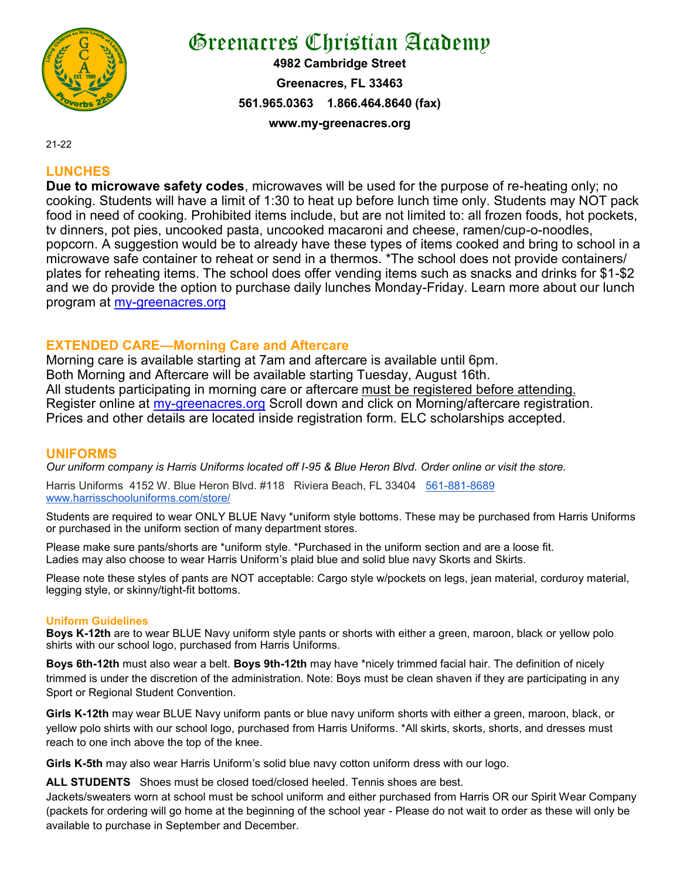# Greenacres Christian Academy

**4982 Cambridge Street**

**Greenacres, FL 33463**

**561.965.0363 1.866.464.8640 (fax)**

**www.my-greenacres.org**

21-22

## LUNCHES

**Due to microwave safety codes**, microwaves will be used for the purpose of re-heating only; no cooking. Students will have a limit of 1:30 to heat up before lunch time only. Students may NOT pack food in need of cooking. Prohibited items include, but are not limited to: all frozen foods, hot pockets, tv dinners, pot pies, uncooked pasta, uncooked macaroni and cheese, ramen/cup-o-noodles, popcorn. A suggestion would be to already have these types of items cooked and bring to school in a microwave safe container to reheat or send in a thermos. *The school does not provide containers/ plates for reheating items. The school does offer vending items such as snacks and drinks for $1-$2 and we do provide the option to purchase daily lunches Monday-Friday. Learn more about our lunch program at my-greenacres.org

## EXTENDED CARE—Morning Care and Aftercare

Morning care is available starting at 7am and aftercare is available until 6pm.
Both Morning and Aftercare will be available starting Tuesday, August 16th.
All students participating in morning care or aftercare must be registered before attending.
Register online at my-greenacres.org Scroll down and click on Morning/aftercare registration.
Prices and other details are located inside registration form. ELC scholarships accepted.

## UNIFORMS

*Our uniform company is Harris Uniforms located off I-95 & Blue Heron Blvd. Order online or visit the store.*

Harris Uniforms 4152 W. Blue Heron Blvd. #118 Riviera Beach, FL 33404 561-881-8689
www.harrisschooluniforms.com/store/

Students are required to wear ONLY BLUE Navy *uniform style bottoms. These may be purchased from Harris Uniforms or purchased in the uniform section of many department stores.

Please make sure pants/shorts are *uniform style. *Purchased in the uniform section and are a loose fit.
Ladies may also choose to wear Harris Uniform's plaid blue and solid blue navy Skorts and Skirts.

Please note these styles of pants are NOT acceptable: Cargo style w/pockets on legs, jean material, corduroy material, legging style, or skinny/tight-fit bottoms.

### Uniform Guidelines

**Boys K-12th** are to wear BLUE Navy uniform style pants or shorts with either a green, maroon, black or yellow polo shirts with our school logo, purchased from Harris Uniforms.

**Boys 6th-12th** must also wear a belt. **Boys 9th-12th** may have *nicely trimmed facial hair. The definition of nicely trimmed is under the discretion of the administration. Note: Boys must be clean shaven if they are participating in any Sport or Regional Student Convention.

**Girls K-12th** may wear BLUE Navy uniform pants or blue navy uniform shorts with either a green, maroon, black, or yellow polo shirts with our school logo, purchased from Harris Uniforms. *All skirts, skorts, shorts, and dresses must reach to one inch above the top of the knee.

**Girls K-5th** may also wear Harris Uniform's solid blue navy cotton uniform dress with our logo.

**ALL STUDENTS** Shoes must be closed toed/closed heeled. Tennis shoes are best.
Jackets/sweaters worn at school must be school uniform and either purchased from Harris OR our Spirit Wear Company (packets for ordering will go home at the beginning of the school year - Please do not wait to order as these will only be available to purchase in September and December.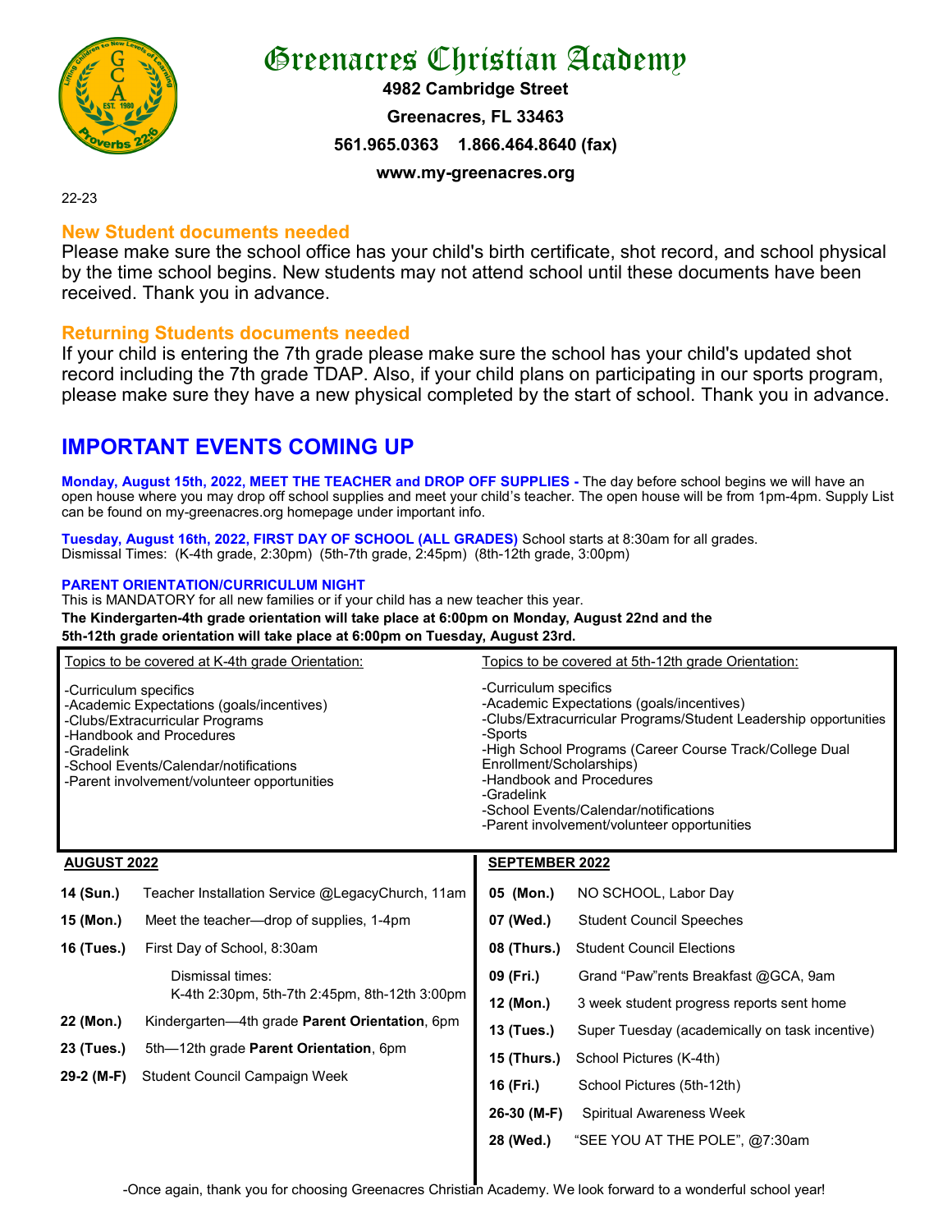# Greenacres Christian Academy

**4982 Cambridge Street**

**Greenacres, FL 33463**

**561.965.0363 1.866.464.8640 (fax)**

**www.my-greenacres.org**

22-23

## New Student documents needed

Please make sure the school office has your child's birth certificate, shot record, and school physical by the time school begins. New students may not attend school until these documents have been received. Thank you in advance.

## Returning Students documents needed

If your child is entering the 7th grade please make sure the school has your child's updated shot record including the 7th grade TDAP. Also, if your child plans on participating in our sports program, please make sure they have a new physical completed by the start of school. Thank you in advance.

# IMPORTANT EVENTS COMING UP

**Monday, August 15th, 2022, MEET THE TEACHER and DROP OFF SUPPLIES -** The day before school begins we will have an open house where you may drop off school supplies and meet your child's teacher. The open house will be from 1pm-4pm. Supply List can be found on my-greenacres.org homepage under important info.

**Tuesday, August 16th, 2022, FIRST DAY OF SCHOOL (ALL GRADES)** School starts at 8:30am for all grades.
Dismissal Times: (K-4th grade, 2:30pm) (5th-7th grade, 2:45pm) (8th-12th grade, 3:00pm)

**PARENT ORIENTATION/CURRICULUM NIGHT**
This is MANDATORY for all new families or if your child has a new teacher this year.
**The Kindergarten-4th grade orientation will take place at 6:00pm on Monday, August 22nd and the 5th-12th grade orientation will take place at 6:00pm on Tuesday, August 23rd.**

Topics to be covered at K-4th grade Orientation:

- Curriculum specifics
- Academic Expectations (goals/incentives)
- Clubs/Extracurricular Programs
- Handbook and Procedures
- Gradelink
- School Events/Calendar/notifications
- Parent involvement/volunteer opportunities

Topics to be covered at 5th-12th grade Orientation:

- Curriculum specifics
- Academic Expectations (goals/incentives)
- Clubs/Extracurricular Programs/Student Leadership opportunities
- Sports
- High School Programs (Career Course Track/College Dual Enrollment/Scholarships)
- Handbook and Procedures
- Gradelink
- School Events/Calendar/notifications
- Parent involvement/volunteer opportunities

**AUGUST 2022**

| | |
|---|---|
| **14 (Sun.)** | Teacher Installation Service @LegacyChurch, 11am |
| **15 (Mon.)** | Meet the teacher—drop of supplies, 1-4pm |
| **16 (Tues.)** | First Day of School, 8:30am<br>Dismissal times:<br>K-4th 2:30pm, 5th-7th 2:45pm, 8th-12th 3:00pm |
| **22 (Mon.)** | Kindergarten—4th grade **Parent Orientation**, 6pm |
| **23 (Tues.)** | 5th—12th grade **Parent Orientation**, 6pm |
| **29-2 (M-F)** | Student Council Campaign Week |

**SEPTEMBER 2022**

| | |
|---|---|
| **05 (Mon.)** | NO SCHOOL, Labor Day |
| **07 (Wed.)** | Student Council Speeches |
| **08 (Thurs.)** | Student Council Elections |
| **09 (Fri.)** | Grand "Paw"rents Breakfast @GCA, 9am |
| **12 (Mon.)** | 3 week student progress reports sent home |
| **13 (Tues.)** | Super Tuesday (academically on task incentive) |
| **15 (Thurs.)** | School Pictures (K-4th) |
| **16 (Fri.)** | School Pictures (5th-12th) |
| **26-30 (M-F)** | Spiritual Awareness Week |
| **28 (Wed.)** | "SEE YOU AT THE POLE", @7:30am |

-Once again, thank you for choosing Greenacres Christian Academy. We look forward to a wonderful school year!